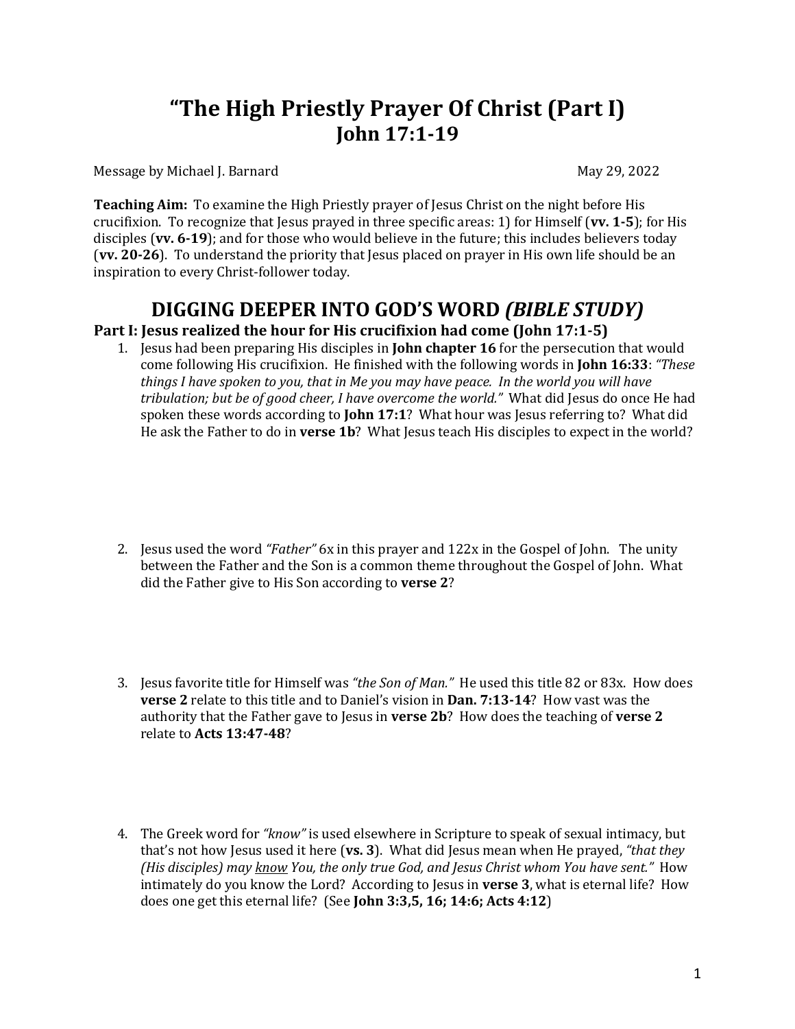# "The High Priestly Prayer Of Christ (Part I)
# John 17:1-19

Message by Michael J. Barnard May 29, 2022

**Teaching Aim:** To examine the High Priestly prayer of Jesus Christ on the night before His crucifixion. To recognize that Jesus prayed in three specific areas: 1) for Himself (**vv. 1-5**); for His disciples (**vv. 6-19**); and for those who would believe in the future; this includes believers today (**vv. 20-26**). To understand the priority that Jesus placed on prayer in His own life should be an inspiration to every Christ-follower today.

## DIGGING DEEPER INTO GOD'S WORD *(BIBLE STUDY)*

### Part I: Jesus realized the hour for His crucifixion had come (John 17:1-5)

1. Jesus had been preparing His disciples in **John chapter 16** for the persecution that would come following His crucifixion. He finished with the following words in **John 16:33**: *"These things I have spoken to you, that in Me you may have peace. In the world you will have tribulation; but be of good cheer, I have overcome the world."* What did Jesus do once He had spoken these words according to **John 17:1**? What hour was Jesus referring to? What did He ask the Father to do in **verse 1b**? What Jesus teach His disciples to expect in the world?

2. Jesus used the word *"Father"* 6x in this prayer and 122x in the Gospel of John. The unity between the Father and the Son is a common theme throughout the Gospel of John. What did the Father give to His Son according to **verse 2**?

3. Jesus favorite title for Himself was *"the Son of Man."* He used this title 82 or 83x. How does **verse 2** relate to this title and to Daniel's vision in **Dan. 7:13-14**? How vast was the authority that the Father gave to Jesus in **verse 2b**? How does the teaching of **verse 2** relate to **Acts 13:47-48**?

4. The Greek word for *"know"* is used elsewhere in Scripture to speak of sexual intimacy, but that's not how Jesus used it here (**vs. 3**). What did Jesus mean when He prayed, *"that they (His disciples) may <u>know</u> You, the only true God, and Jesus Christ whom You have sent."* How intimately do you know the Lord? According to Jesus in **verse 3**, what is eternal life? How does one get this eternal life? (See **John 3:3,5, 16; 14:6; Acts 4:12**)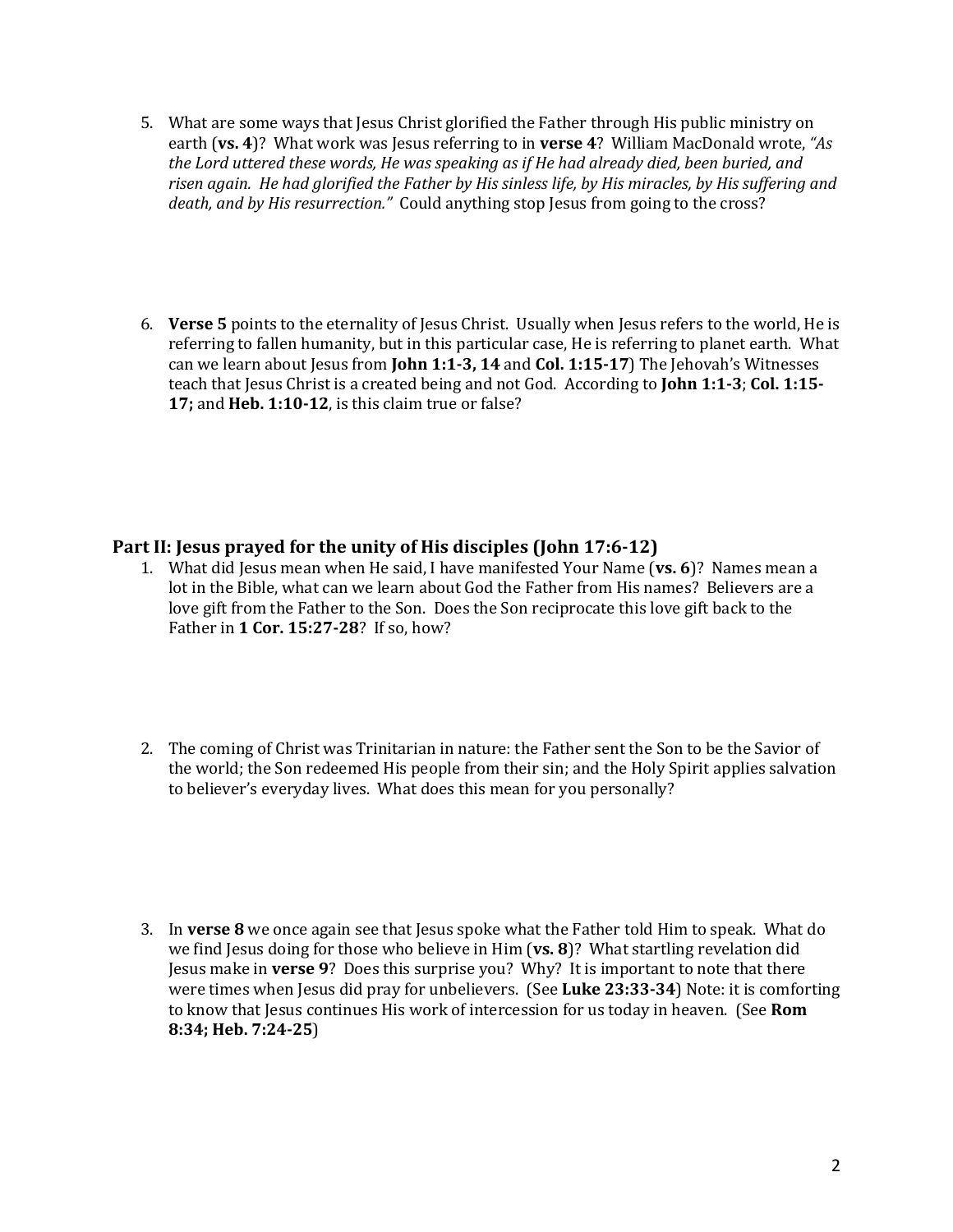5. What are some ways that Jesus Christ glorified the Father through His public ministry on earth (**vs. 4**)? What work was Jesus referring to in **verse 4**? William MacDonald wrote, *"As the Lord uttered these words, He was speaking as if He had already died, been buried, and risen again. He had glorified the Father by His sinless life, by His miracles, by His suffering and death, and by His resurrection."* Could anything stop Jesus from going to the cross?

6. **Verse 5** points to the eternality of Jesus Christ. Usually when Jesus refers to the world, He is referring to fallen humanity, but in this particular case, He is referring to planet earth. What can we learn about Jesus from **John 1:1-3, 14** and **Col. 1:15-17**) The Jehovah's Witnesses teach that Jesus Christ is a created being and not God. According to **John 1:1-3**; **Col. 1:15-17;** and **Heb. 1:10-12**, is this claim true or false?

## Part II: Jesus prayed for the unity of His disciples (John 17:6-12)

1. What did Jesus mean when He said, I have manifested Your Name (**vs. 6**)? Names mean a lot in the Bible, what can we learn about God the Father from His names? Believers are a love gift from the Father to the Son. Does the Son reciprocate this love gift back to the Father in **1 Cor. 15:27-28**? If so, how?

2. The coming of Christ was Trinitarian in nature: the Father sent the Son to be the Savior of the world; the Son redeemed His people from their sin; and the Holy Spirit applies salvation to believer's everyday lives. What does this mean for you personally?

3. In **verse 8** we once again see that Jesus spoke what the Father told Him to speak. What do we find Jesus doing for those who believe in Him (**vs. 8**)? What startling revelation did Jesus make in **verse 9**? Does this surprise you? Why? It is important to note that there were times when Jesus did pray for unbelievers. (See **Luke 23:33-34**) Note: it is comforting to know that Jesus continues His work of intercession for us today in heaven. (See **Rom 8:34; Heb. 7:24-25**)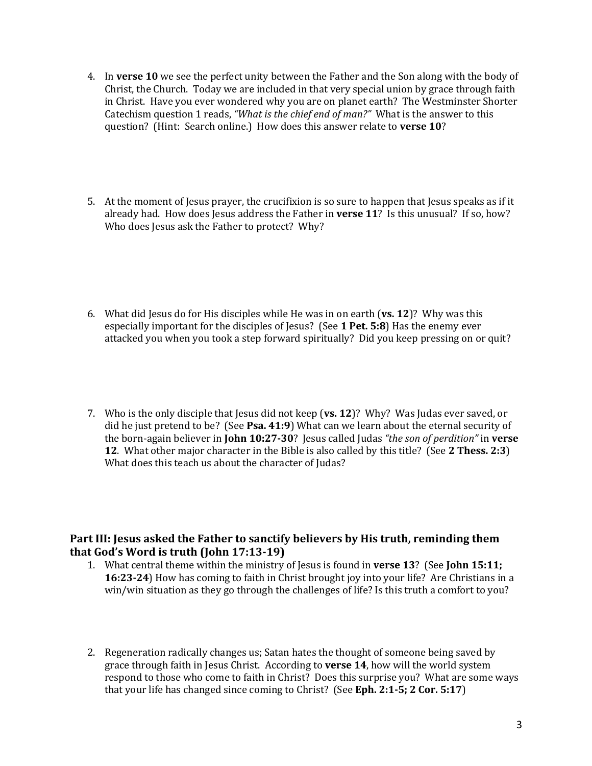4. In **verse 10** we see the perfect unity between the Father and the Son along with the body of Christ, the Church. Today we are included in that very special union by grace through faith in Christ. Have you ever wondered why you are on planet earth? The Westminster Shorter Catechism question 1 reads, *"What is the chief end of man?"* What is the answer to this question? (Hint: Search online.) How does this answer relate to **verse 10**?

5. At the moment of Jesus prayer, the crucifixion is so sure to happen that Jesus speaks as if it already had. How does Jesus address the Father in **verse 11**? Is this unusual? If so, how? Who does Jesus ask the Father to protect? Why?

6. What did Jesus do for His disciples while He was in on earth (**vs. 12**)? Why was this especially important for the disciples of Jesus? (See **1 Pet. 5:8**) Has the enemy ever attacked you when you took a step forward spiritually? Did you keep pressing on or quit?

7. Who is the only disciple that Jesus did not keep (**vs. 12**)? Why? Was Judas ever saved, or did he just pretend to be? (See **Psa. 41:9**) What can we learn about the eternal security of the born-again believer in **John 10:27-30**? Jesus called Judas *"the son of perdition"* in **verse 12**. What other major character in the Bible is also called by this title? (See **2 Thess. 2:3**) What does this teach us about the character of Judas?

### Part III: Jesus asked the Father to sanctify believers by His truth, reminding them that God's Word is truth (John 17:13-19)

1. What central theme within the ministry of Jesus is found in **verse 13**? (See **John 15:11; 16:23-24**) How has coming to faith in Christ brought joy into your life? Are Christians in a win/win situation as they go through the challenges of life? Is this truth a comfort to you?

2. Regeneration radically changes us; Satan hates the thought of someone being saved by grace through faith in Jesus Christ. According to **verse 14**, how will the world system respond to those who come to faith in Christ? Does this surprise you? What are some ways that your life has changed since coming to Christ? (See **Eph. 2:1-5; 2 Cor. 5:17**)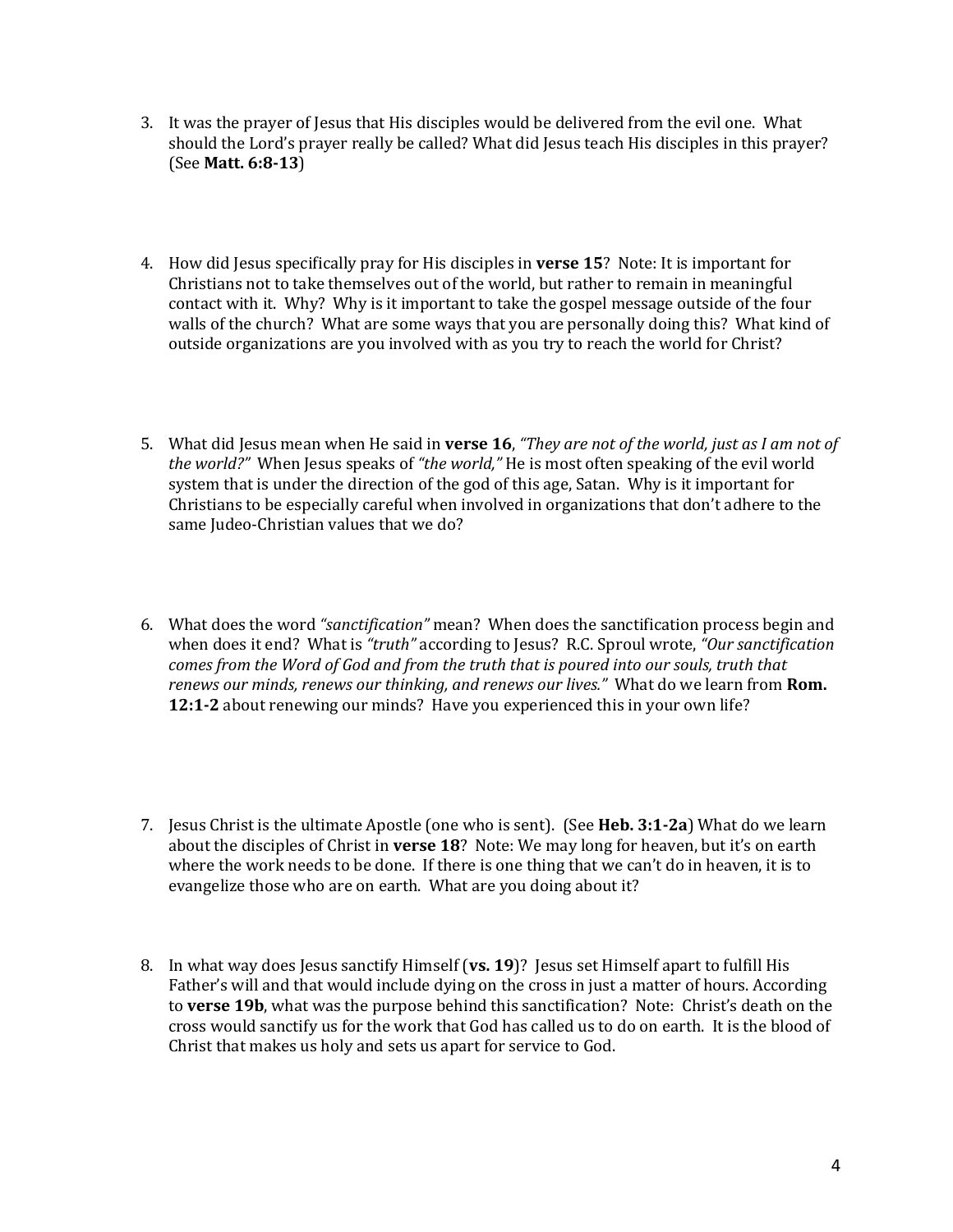3. It was the prayer of Jesus that His disciples would be delivered from the evil one. What should the Lord's prayer really be called? What did Jesus teach His disciples in this prayer? (See **Matt. 6:8-13**)

4. How did Jesus specifically pray for His disciples in **verse 15**? Note: It is important for Christians not to take themselves out of the world, but rather to remain in meaningful contact with it. Why? Why is it important to take the gospel message outside of the four walls of the church? What are some ways that you are personally doing this? What kind of outside organizations are you involved with as you try to reach the world for Christ?

5. What did Jesus mean when He said in **verse 16**, *"They are not of the world, just as I am not of the world?"* When Jesus speaks of *"the world,"* He is most often speaking of the evil world system that is under the direction of the god of this age, Satan. Why is it important for Christians to be especially careful when involved in organizations that don't adhere to the same Judeo-Christian values that we do?

6. What does the word *"sanctification"* mean? When does the sanctification process begin and when does it end? What is *"truth"* according to Jesus? R.C. Sproul wrote, *"Our sanctification comes from the Word of God and from the truth that is poured into our souls, truth that renews our minds, renews our thinking, and renews our lives."* What do we learn from **Rom. 12:1-2** about renewing our minds? Have you experienced this in your own life?

7. Jesus Christ is the ultimate Apostle (one who is sent). (See **Heb. 3:1-2a**) What do we learn about the disciples of Christ in **verse 18**? Note: We may long for heaven, but it's on earth where the work needs to be done. If there is one thing that we can't do in heaven, it is to evangelize those who are on earth. What are you doing about it?

8. In what way does Jesus sanctify Himself (**vs. 19**)? Jesus set Himself apart to fulfill His Father's will and that would include dying on the cross in just a matter of hours. According to **verse 19b**, what was the purpose behind this sanctification? Note: Christ's death on the cross would sanctify us for the work that God has called us to do on earth. It is the blood of Christ that makes us holy and sets us apart for service to God.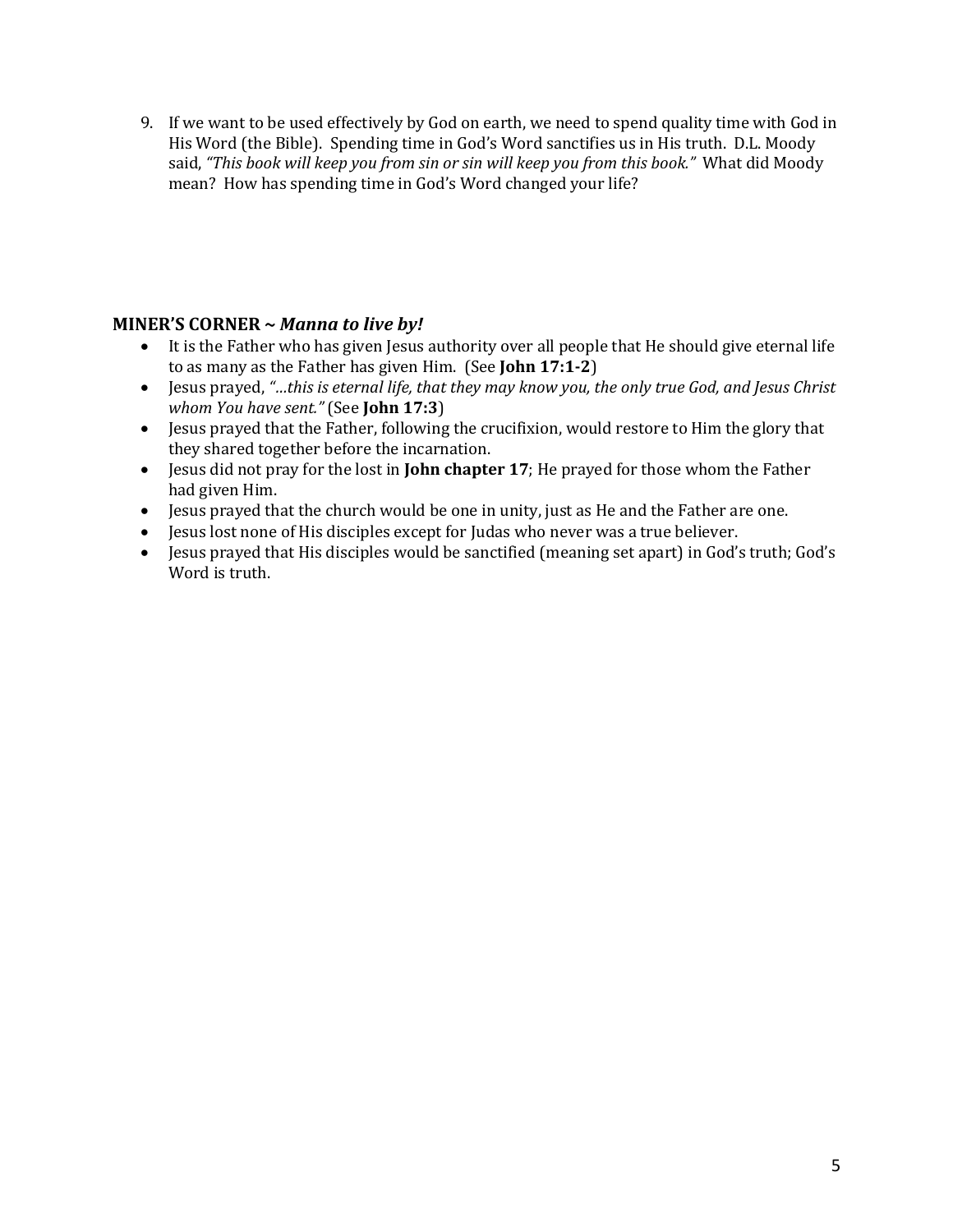9. If we want to be used effectively by God on earth, we need to spend quality time with God in His Word (the Bible). Spending time in God's Word sanctifies us in His truth. D.L. Moody said, *"This book will keep you from sin or sin will keep you from this book."* What did Moody mean? How has spending time in God's Word changed your life?

### MINER'S CORNER ~ *Manna to live by!*

- It is the Father who has given Jesus authority over all people that He should give eternal life to as many as the Father has given Him. (See **John 17:1-2**)
- Jesus prayed, *"…this is eternal life, that they may know you, the only true God, and Jesus Christ whom You have sent."* (See **John 17:3**)
- Jesus prayed that the Father, following the crucifixion, would restore to Him the glory that they shared together before the incarnation.
- Jesus did not pray for the lost in **John chapter 17**; He prayed for those whom the Father had given Him.
- Jesus prayed that the church would be one in unity, just as He and the Father are one.
- Jesus lost none of His disciples except for Judas who never was a true believer.
- Jesus prayed that His disciples would be sanctified (meaning set apart) in God's truth; God's Word is truth.